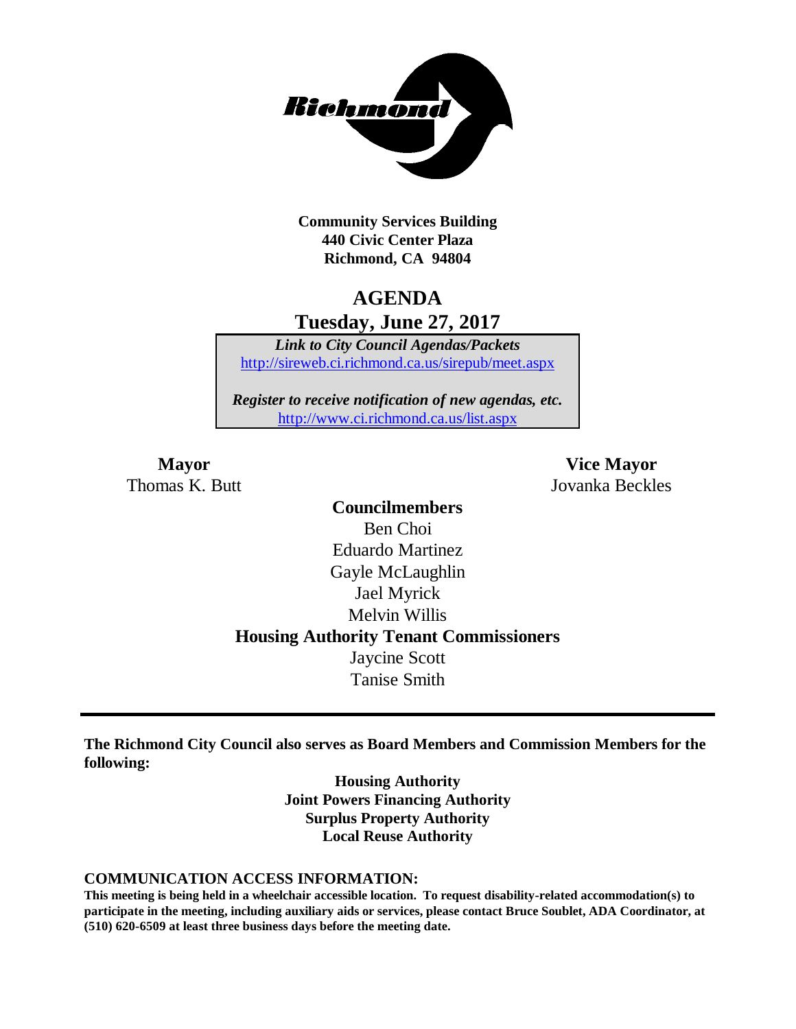**Community Services Building**
**440 Civic Center Plaza**
**Richmond, CA 94804**

# AGENDA

## Tuesday, June 27, 2017

***Link to City Council Agendas/Packets***
http://sireweb.ci.richmond.ca.us/sirepub/meet.aspx

***Register to receive notification of new agendas, etc.***
http://www.ci.richmond.ca.us/list.aspx

**Mayor**
Thomas K. Butt

**Vice Mayor**
Jovanka Beckles

**Councilmembers**
Ben Choi
Eduardo Martinez
Gayle McLaughlin
Jael Myrick
Melvin Willis

**Housing Authority Tenant Commissioners**
Jaycine Scott
Tanise Smith

---

**The Richmond City Council also serves as Board Members and Commission Members for the following:**

**Housing Authority**
**Joint Powers Financing Authority**
**Surplus Property Authority**
**Local Reuse Authority**

**COMMUNICATION ACCESS INFORMATION:**

**This meeting is being held in a wheelchair accessible location. To request disability-related accommodation(s) to participate in the meeting, including auxiliary aids or services, please contact Bruce Soublet, ADA Coordinator, at (510) 620-6509 at least three business days before the meeting date.**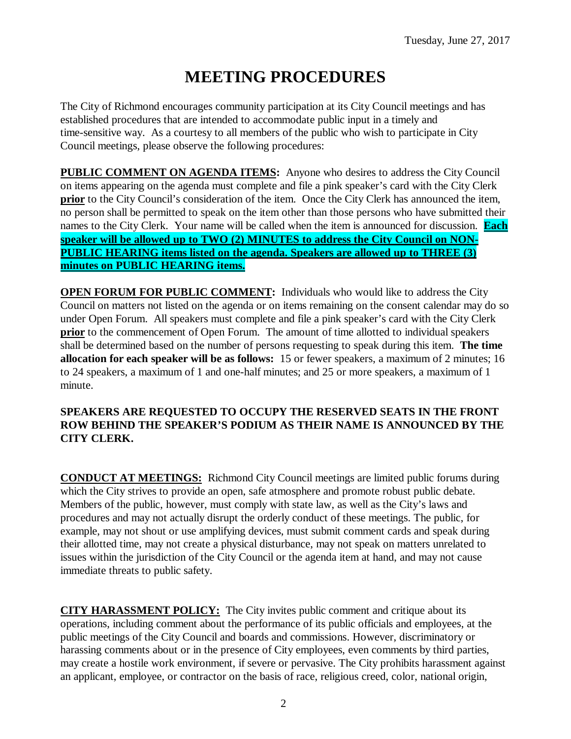Tuesday, June 27, 2017

# MEETING PROCEDURES

The City of Richmond encourages community participation at its City Council meetings and has established procedures that are intended to accommodate public input in a timely and time-sensitive way. As a courtesy to all members of the public who wish to participate in City Council meetings, please observe the following procedures:

**PUBLIC COMMENT ON AGENDA ITEMS:** Anyone who desires to address the City Council on items appearing on the agenda must complete and file a pink speaker's card with the City Clerk **prior** to the City Council's consideration of the item. Once the City Clerk has announced the item, no person shall be permitted to speak on the item other than those persons who have submitted their names to the City Clerk. Your name will be called when the item is announced for discussion. **Each speaker will be allowed up to TWO (2) MINUTES to address the City Council on NON-PUBLIC HEARING items listed on the agenda. Speakers are allowed up to THREE (3) minutes on PUBLIC HEARING items.**

**OPEN FORUM FOR PUBLIC COMMENT:** Individuals who would like to address the City Council on matters not listed on the agenda or on items remaining on the consent calendar may do so under Open Forum. All speakers must complete and file a pink speaker's card with the City Clerk **prior** to the commencement of Open Forum. The amount of time allotted to individual speakers shall be determined based on the number of persons requesting to speak during this item. **The time allocation for each speaker will be as follows:** 15 or fewer speakers, a maximum of 2 minutes; 16 to 24 speakers, a maximum of 1 and one-half minutes; and 25 or more speakers, a maximum of 1 minute.

**SPEAKERS ARE REQUESTED TO OCCUPY THE RESERVED SEATS IN THE FRONT ROW BEHIND THE SPEAKER'S PODIUM AS THEIR NAME IS ANNOUNCED BY THE CITY CLERK.**

**CONDUCT AT MEETINGS:** Richmond City Council meetings are limited public forums during which the City strives to provide an open, safe atmosphere and promote robust public debate. Members of the public, however, must comply with state law, as well as the City's laws and procedures and may not actually disrupt the orderly conduct of these meetings. The public, for example, may not shout or use amplifying devices, must submit comment cards and speak during their allotted time, may not create a physical disturbance, may not speak on matters unrelated to issues within the jurisdiction of the City Council or the agenda item at hand, and may not cause immediate threats to public safety.

**CITY HARASSMENT POLICY:** The City invites public comment and critique about its operations, including comment about the performance of its public officials and employees, at the public meetings of the City Council and boards and commissions. However, discriminatory or harassing comments about or in the presence of City employees, even comments by third parties, may create a hostile work environment, if severe or pervasive. The City prohibits harassment against an applicant, employee, or contractor on the basis of race, religious creed, color, national origin,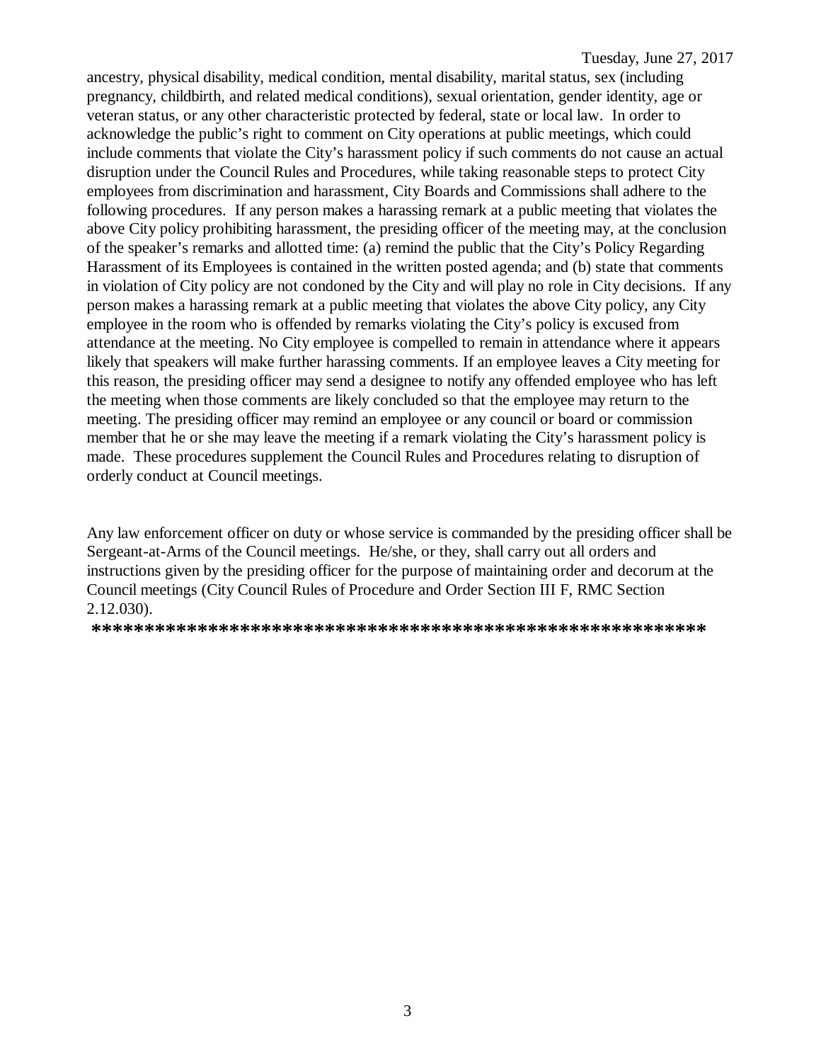ancestry, physical disability, medical condition, mental disability, marital status, sex (including pregnancy, childbirth, and related medical conditions), sexual orientation, gender identity, age or veteran status, or any other characteristic protected by federal, state or local law. In order to acknowledge the public's right to comment on City operations at public meetings, which could include comments that violate the City's harassment policy if such comments do not cause an actual disruption under the Council Rules and Procedures, while taking reasonable steps to protect City employees from discrimination and harassment, City Boards and Commissions shall adhere to the following procedures. If any person makes a harassing remark at a public meeting that violates the above City policy prohibiting harassment, the presiding officer of the meeting may, at the conclusion of the speaker's remarks and allotted time: (a) remind the public that the City's Policy Regarding Harassment of its Employees is contained in the written posted agenda; and (b) state that comments in violation of City policy are not condoned by the City and will play no role in City decisions. If any person makes a harassing remark at a public meeting that violates the above City policy, any City employee in the room who is offended by remarks violating the City's policy is excused from attendance at the meeting. No City employee is compelled to remain in attendance where it appears likely that speakers will make further harassing comments. If an employee leaves a City meeting for this reason, the presiding officer may send a designee to notify any offended employee who has left the meeting when those comments are likely concluded so that the employee may return to the meeting. The presiding officer may remind an employee or any council or board or commission member that he or she may leave the meeting if a remark violating the City's harassment policy is made. These procedures supplement the Council Rules and Procedures relating to disruption of orderly conduct at Council meetings.

Any law enforcement officer on duty or whose service is commanded by the presiding officer shall be Sergeant-at-Arms of the Council meetings. He/she, or they, shall carry out all orders and instructions given by the presiding officer for the purpose of maintaining order and decorum at the Council meetings (City Council Rules of Procedure and Order Section III F, RMC Section 2.12.030).

**************************************************************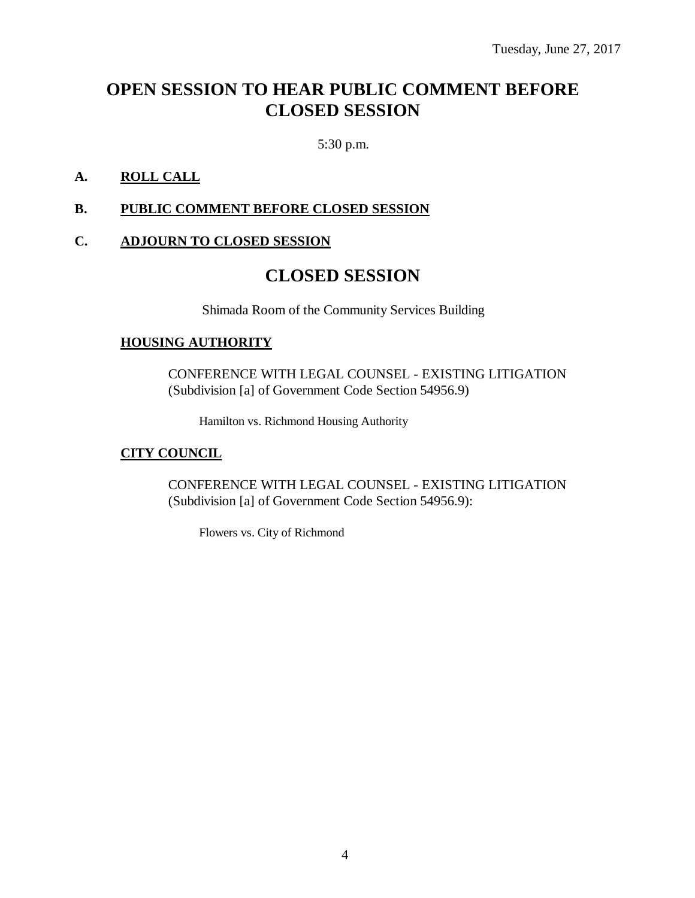Tuesday, June 27, 2017

# OPEN SESSION TO HEAR PUBLIC COMMENT BEFORE CLOSED SESSION

5:30 p.m.

**A. ROLL CALL**

**B. PUBLIC COMMENT BEFORE CLOSED SESSION**

**C. ADJOURN TO CLOSED SESSION**

# CLOSED SESSION

Shimada Room of the Community Services Building

**HOUSING AUTHORITY**

CONFERENCE WITH LEGAL COUNSEL - EXISTING LITIGATION (Subdivision [a] of Government Code Section 54956.9)

Hamilton vs. Richmond Housing Authority

**CITY COUNCIL**

CONFERENCE WITH LEGAL COUNSEL - EXISTING LITIGATION (Subdivision [a] of Government Code Section 54956.9):

Flowers vs. City of Richmond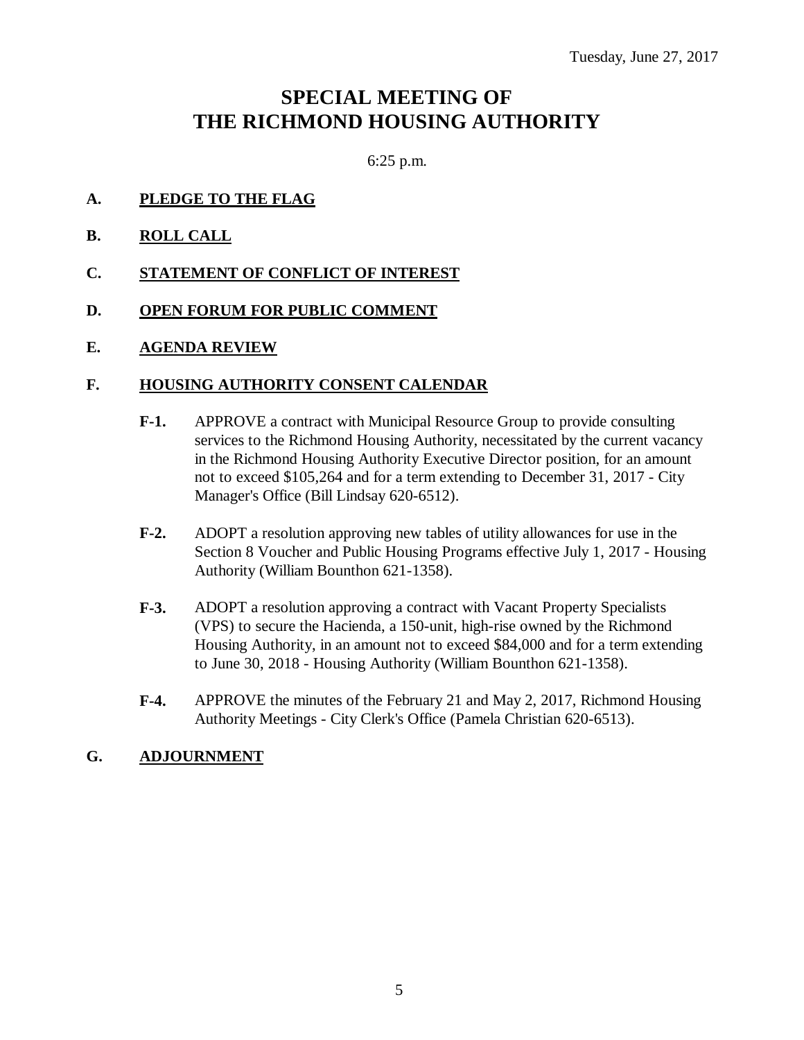Tuesday, June 27, 2017

# SPECIAL MEETING OF THE RICHMOND HOUSING AUTHORITY

6:25 p.m.

**A. PLEDGE TO THE FLAG**

**B. ROLL CALL**

**C. STATEMENT OF CONFLICT OF INTEREST**

**D. OPEN FORUM FOR PUBLIC COMMENT**

**E. AGENDA REVIEW**

**F. HOUSING AUTHORITY CONSENT CALENDAR**

**F-1.** APPROVE a contract with Municipal Resource Group to provide consulting services to the Richmond Housing Authority, necessitated by the current vacancy in the Richmond Housing Authority Executive Director position, for an amount not to exceed $105,264 and for a term extending to December 31, 2017 - City Manager's Office (Bill Lindsay 620-6512).

**F-2.** ADOPT a resolution approving new tables of utility allowances for use in the Section 8 Voucher and Public Housing Programs effective July 1, 2017 - Housing Authority (William Bounthon 621-1358).

**F-3.** ADOPT a resolution approving a contract with Vacant Property Specialists (VPS) to secure the Hacienda, a 150-unit, high-rise owned by the Richmond Housing Authority, in an amount not to exceed $84,000 and for a term extending to June 30, 2018 - Housing Authority (William Bounthon 621-1358).

**F-4.** APPROVE the minutes of the February 21 and May 2, 2017, Richmond Housing Authority Meetings - City Clerk's Office (Pamela Christian 620-6513).

**G. ADJOURNMENT**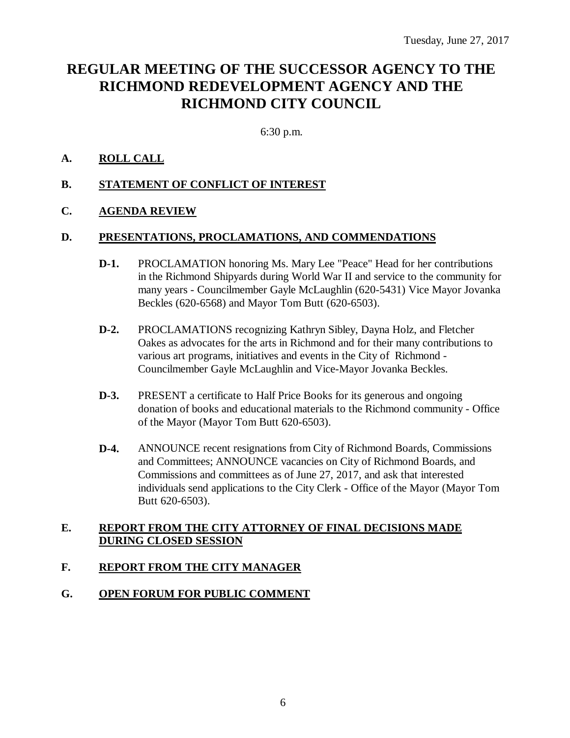Tuesday, June 27, 2017

# REGULAR MEETING OF THE SUCCESSOR AGENCY TO THE RICHMOND REDEVELOPMENT AGENCY AND THE RICHMOND CITY COUNCIL

6:30 p.m.

**A. ROLL CALL**

**B. STATEMENT OF CONFLICT OF INTEREST**

**C. AGENDA REVIEW**

**D. PRESENTATIONS, PROCLAMATIONS, AND COMMENDATIONS**

**D-1.** PROCLAMATION honoring Ms. Mary Lee "Peace" Head for her contributions in the Richmond Shipyards during World War II and service to the community for many years - Councilmember Gayle McLaughlin (620-5431) Vice Mayor Jovanka Beckles (620-6568) and Mayor Tom Butt (620-6503).

**D-2.** PROCLAMATIONS recognizing Kathryn Sibley, Dayna Holz, and Fletcher Oakes as advocates for the arts in Richmond and for their many contributions to various art programs, initiatives and events in the City of Richmond - Councilmember Gayle McLaughlin and Vice-Mayor Jovanka Beckles.

**D-3.** PRESENT a certificate to Half Price Books for its generous and ongoing donation of books and educational materials to the Richmond community - Office of the Mayor (Mayor Tom Butt 620-6503).

**D-4.** ANNOUNCE recent resignations from City of Richmond Boards, Commissions and Committees; ANNOUNCE vacancies on City of Richmond Boards, and Commissions and committees as of June 27, 2017, and ask that interested individuals send applications to the City Clerk - Office of the Mayor (Mayor Tom Butt 620-6503).

**E. REPORT FROM THE CITY ATTORNEY OF FINAL DECISIONS MADE DURING CLOSED SESSION**

**F. REPORT FROM THE CITY MANAGER**

**G. OPEN FORUM FOR PUBLIC COMMENT**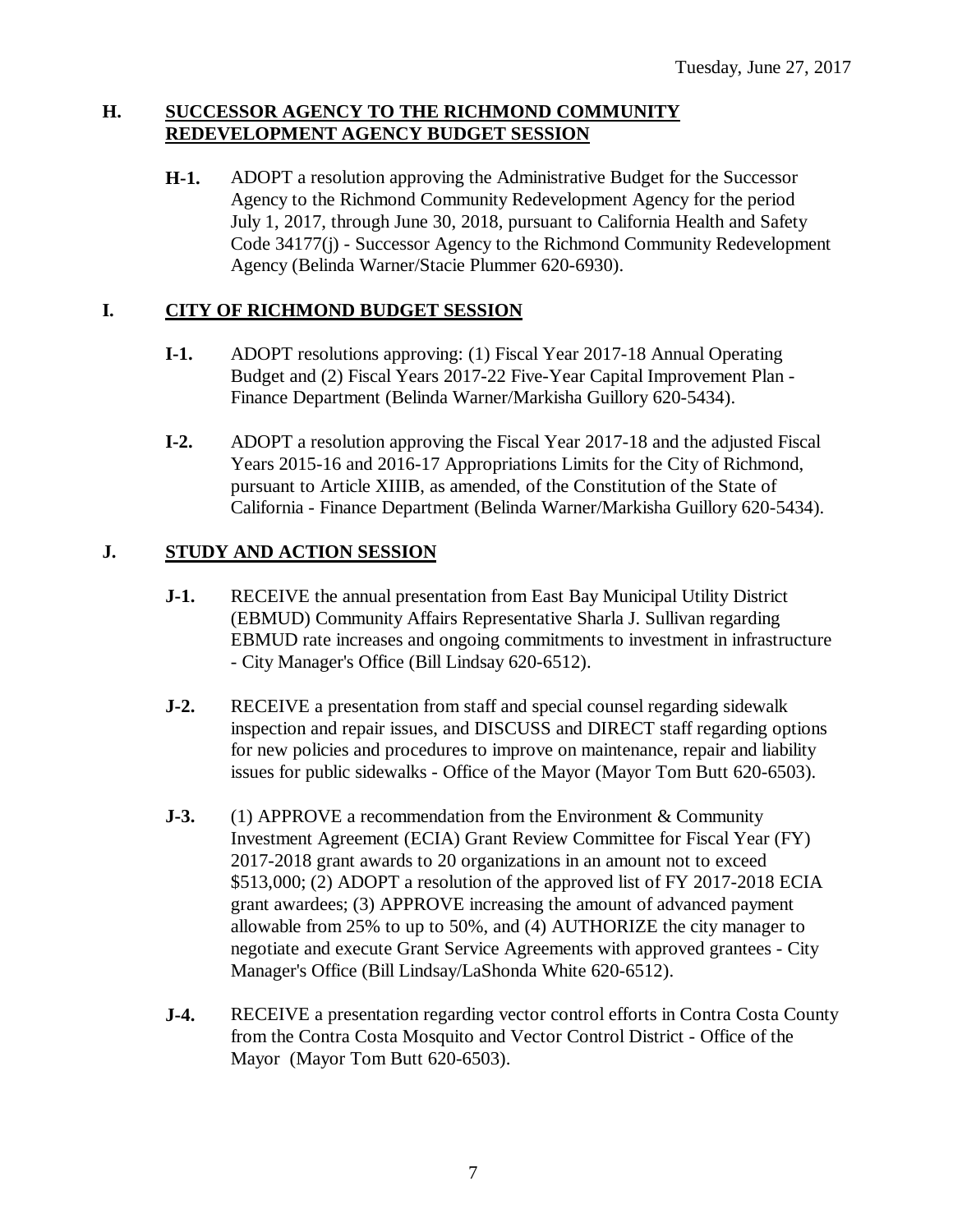## H. SUCCESSOR AGENCY TO THE RICHMOND COMMUNITY REDEVELOPMENT AGENCY BUDGET SESSION

**H-1.** ADOPT a resolution approving the Administrative Budget for the Successor Agency to the Richmond Community Redevelopment Agency for the period July 1, 2017, through June 30, 2018, pursuant to California Health and Safety Code 34177(j) - Successor Agency to the Richmond Community Redevelopment Agency (Belinda Warner/Stacie Plummer 620-6930).

## I. CITY OF RICHMOND BUDGET SESSION

**I-1.** ADOPT resolutions approving: (1) Fiscal Year 2017-18 Annual Operating Budget and (2) Fiscal Years 2017-22 Five-Year Capital Improvement Plan - Finance Department (Belinda Warner/Markisha Guillory 620-5434).

**I-2.** ADOPT a resolution approving the Fiscal Year 2017-18 and the adjusted Fiscal Years 2015-16 and 2016-17 Appropriations Limits for the City of Richmond, pursuant to Article XIIIB, as amended, of the Constitution of the State of California - Finance Department (Belinda Warner/Markisha Guillory 620-5434).

## J. STUDY AND ACTION SESSION

**J-1.** RECEIVE the annual presentation from East Bay Municipal Utility District (EBMUD) Community Affairs Representative Sharla J. Sullivan regarding EBMUD rate increases and ongoing commitments to investment in infrastructure - City Manager's Office (Bill Lindsay 620-6512).

**J-2.** RECEIVE a presentation from staff and special counsel regarding sidewalk inspection and repair issues, and DISCUSS and DIRECT staff regarding options for new policies and procedures to improve on maintenance, repair and liability issues for public sidewalks - Office of the Mayor (Mayor Tom Butt 620-6503).

**J-3.** (1) APPROVE a recommendation from the Environment & Community Investment Agreement (ECIA) Grant Review Committee for Fiscal Year (FY) 2017-2018 grant awards to 20 organizations in an amount not to exceed $513,000; (2) ADOPT a resolution of the approved list of FY 2017-2018 ECIA grant awardees; (3) APPROVE increasing the amount of advanced payment allowable from 25% to up to 50%, and (4) AUTHORIZE the city manager to negotiate and execute Grant Service Agreements with approved grantees - City Manager's Office (Bill Lindsay/LaShonda White 620-6512).

**J-4.** RECEIVE a presentation regarding vector control efforts in Contra Costa County from the Contra Costa Mosquito and Vector Control District - Office of the Mayor (Mayor Tom Butt 620-6503).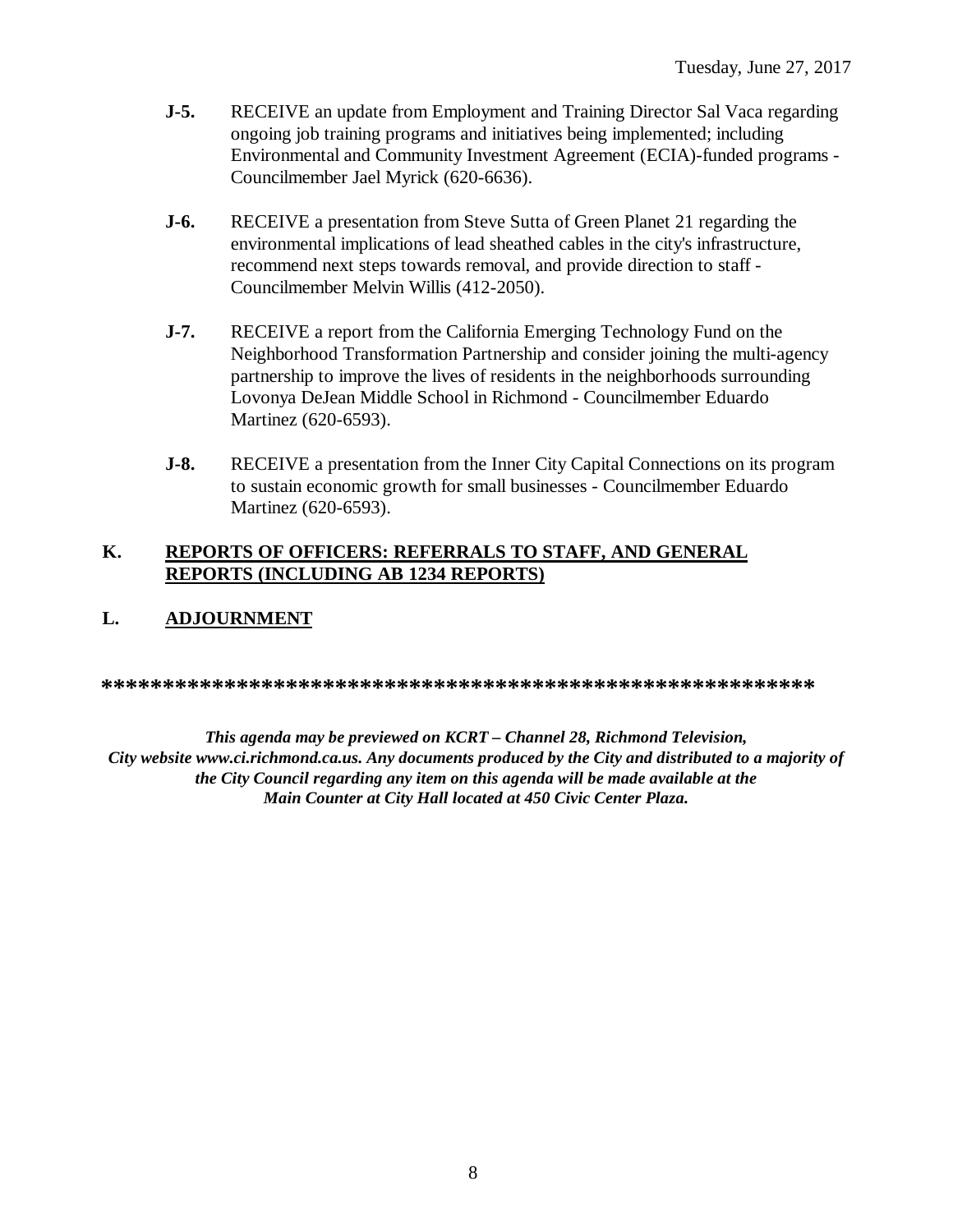**J-5.** RECEIVE an update from Employment and Training Director Sal Vaca regarding ongoing job training programs and initiatives being implemented; including Environmental and Community Investment Agreement (ECIA)-funded programs - Councilmember Jael Myrick (620-6636).

**J-6.** RECEIVE a presentation from Steve Sutta of Green Planet 21 regarding the environmental implications of lead sheathed cables in the city's infrastructure, recommend next steps towards removal, and provide direction to staff - Councilmember Melvin Willis (412-2050).

**J-7.** RECEIVE a report from the California Emerging Technology Fund on the Neighborhood Transformation Partnership and consider joining the multi-agency partnership to improve the lives of residents in the neighborhoods surrounding Lovonya DeJean Middle School in Richmond - Councilmember Eduardo Martinez (620-6593).

**J-8.** RECEIVE a presentation from the Inner City Capital Connections on its program to sustain economic growth for small businesses - Councilmember Eduardo Martinez (620-6593).

## K. REPORTS OF OFFICERS: REFERRALS TO STAFF, AND GENERAL REPORTS (INCLUDING AB 1234 REPORTS)

## L. ADJOURNMENT

**************************************************************

***This agenda may be previewed on KCRT – Channel 28, Richmond Television, City website www.ci.richmond.ca.us. Any documents produced by the City and distributed to a majority of the City Council regarding any item on this agenda will be made available at the Main Counter at City Hall located at 450 Civic Center Plaza.***